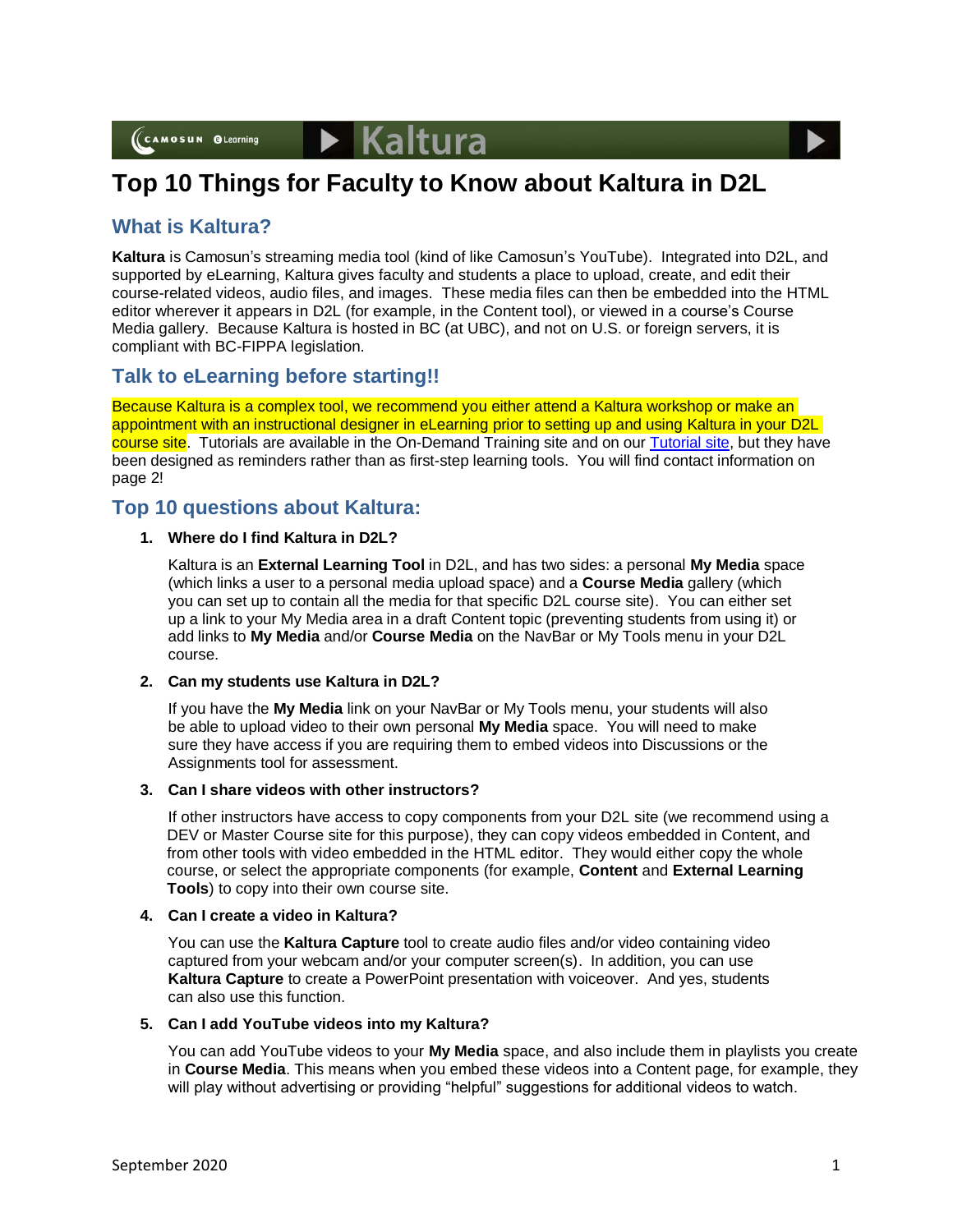# Top 10 Things for Faculty to Know about Kaltura in D2L

## What is Kaltura?

**Kaltura** is Camosun's streaming media tool (kind of like Camosun's YouTube). Integrated into D2L, and supported by eLearning, Kaltura gives faculty and students a place to upload, create, and edit their course-related videos, audio files, and images. These media files can then be embedded into the HTML editor wherever it appears in D2L (for example, in the Content tool), or viewed in a course's Course Media gallery. Because Kaltura is hosted in BC (at UBC), and not on U.S. or foreign servers, it is compliant with BC-FIPPA legislation.

## Talk to eLearning before starting!!

Because Kaltura is a complex tool, we recommend you either attend a Kaltura workshop or make an appointment with an instructional designer in eLearning prior to setting up and using Kaltura in your D2L course site. Tutorials are available in the On-Demand Training site and on our [Tutorial site](), but they have been designed as reminders rather than as first-step learning tools. You will find contact information on page 2!

## Top 10 questions about Kaltura:

1. **Where do I find Kaltura in D2L?**

   Kaltura is an **External Learning Tool** in D2L, and has two sides: a personal **My Media** space (which links a user to a personal media upload space) and a **Course Media** gallery (which you can set up to contain all the media for that specific D2L course site). You can either set up a link to your My Media area in a draft Content topic (preventing students from using it) or add links to **My Media** and/or **Course Media** on the NavBar or My Tools menu in your D2L course.

2. **Can my students use Kaltura in D2L?**

   If you have the **My Media** link on your NavBar or My Tools menu, your students will also be able to upload video to their own personal **My Media** space. You will need to make sure they have access if you are requiring them to embed videos into Discussions or the Assignments tool for assessment.

3. **Can I share videos with other instructors?**

   If other instructors have access to copy components from your D2L site (we recommend using a DEV or Master Course site for this purpose), they can copy videos embedded in Content, and from other tools with video embedded in the HTML editor. They would either copy the whole course, or select the appropriate components (for example, **Content** and **External Learning Tools**) to copy into their own course site.

4. **Can I create a video in Kaltura?**

   You can use the **Kaltura Capture** tool to create audio files and/or video containing video captured from your webcam and/or your computer screen(s). In addition, you can use **Kaltura Capture** to create a PowerPoint presentation with voiceover. And yes, students can also use this function.

5. **Can I add YouTube videos into my Kaltura?**

   You can add YouTube videos to your **My Media** space, and also include them in playlists you create in **Course Media**. This means when you embed these videos into a Content page, for example, they will play without advertising or providing "helpful" suggestions for additional videos to watch.

September 2020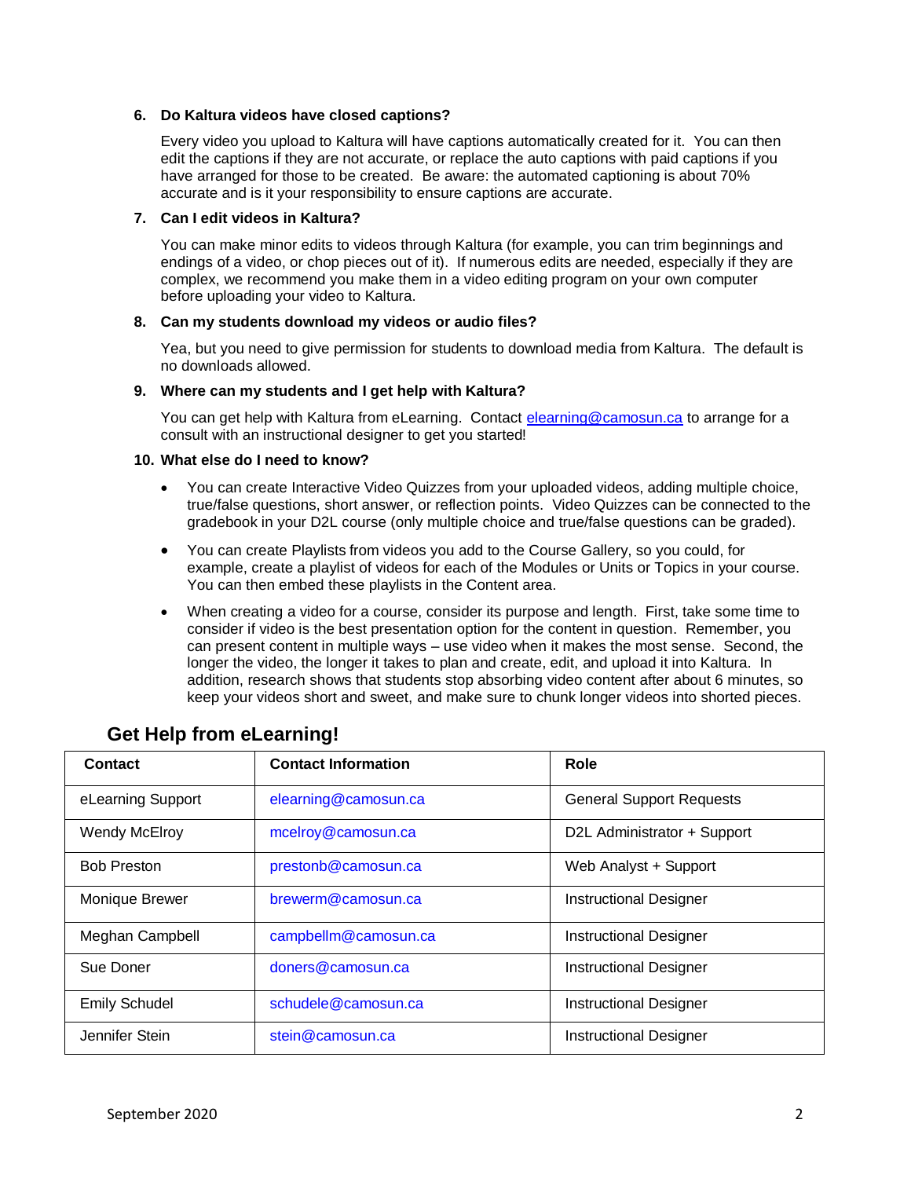6. **Do Kaltura videos have closed captions?**

   Every video you upload to Kaltura will have captions automatically created for it. You can then edit the captions if they are not accurate, or replace the auto captions with paid captions if you have arranged for those to be created. Be aware: the automated captioning is about 70% accurate and is it your responsibility to ensure captions are accurate.

7. **Can I edit videos in Kaltura?**

   You can make minor edits to videos through Kaltura (for example, you can trim beginnings and endings of a video, or chop pieces out of it). If numerous edits are needed, especially if they are complex, we recommend you make them in a video editing program on your own computer before uploading your video to Kaltura.

8. **Can my students download my videos or audio files?**

   Yea, but you need to give permission for students to download media from Kaltura. The default is no downloads allowed.

9. **Where can my students and I get help with Kaltura?**

   You can get help with Kaltura from eLearning. Contact elearning@camosun.ca to arrange for a consult with an instructional designer to get you started!

10. **What else do I need to know?**

    - You can create Interactive Video Quizzes from your uploaded videos, adding multiple choice, true/false questions, short answer, or reflection points. Video Quizzes can be connected to the gradebook in your D2L course (only multiple choice and true/false questions can be graded).
    - You can create Playlists from videos you add to the Course Gallery, so you could, for example, create a playlist of videos for each of the Modules or Units or Topics in your course. You can then embed these playlists in the Content area.
    - When creating a video for a course, consider its purpose and length. First, take some time to consider if video is the best presentation option for the content in question. Remember, you can present content in multiple ways – use video when it makes the most sense. Second, the longer the video, the longer it takes to plan and create, edit, and upload it into Kaltura. In addition, research shows that students stop absorbing video content after about 6 minutes, so keep your videos short and sweet, and make sure to chunk longer videos into shorted pieces.

## Get Help from eLearning!

| Contact | Contact Information | Role |
|---|---|---|
| eLearning Support | elearning@camosun.ca | General Support Requests |
| Wendy McElroy | mcelroy@camosun.ca | D2L Administrator + Support |
| Bob Preston | prestonb@camosun.ca | Web Analyst + Support |
| Monique Brewer | brewerm@camosun.ca | Instructional Designer |
| Meghan Campbell | campbellm@camosun.ca | Instructional Designer |
| Sue Doner | doners@camosun.ca | Instructional Designer |
| Emily Schudel | schudele@camosun.ca | Instructional Designer |
| Jennifer Stein | stein@camosun.ca | Instructional Designer |

September 2020